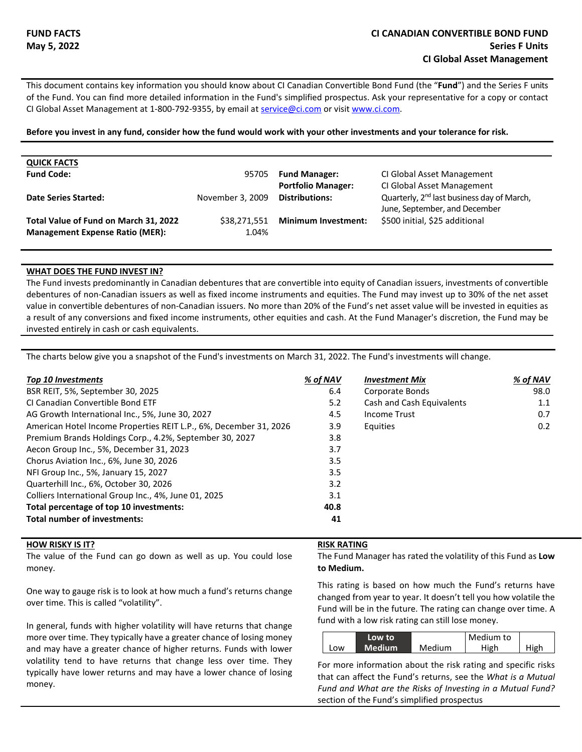**FUND FACTS**
**May 5, 2022**

**CI CANADIAN CONVERTIBLE BOND FUND**
**Series F Units**
**CI Global Asset Management**

This document contains key information you should know about CI Canadian Convertible Bond Fund (the "**Fund**") and the Series F units of the Fund. You can find more detailed information in the Fund's simplified prospectus. Ask your representative for a copy or contact CI Global Asset Management at 1-800-792-9355, by email at service@ci.com or visit www.ci.com.

**Before you invest in any fund, consider how the fund would work with your other investments and your tolerance for risk.**

## QUICK FACTS

| | | | |
|---|---|---|---|
| **Fund Code:** | 95705 | **Fund Manager:** | CI Global Asset Management |
| | | **Portfolio Manager:** | CI Global Asset Management |
| **Date Series Started:** | November 3, 2009 | **Distributions:** | Quarterly, 2nd last business day of March, June, September, and December |
| **Total Value of Fund on March 31, 2022** | $38,271,551 | **Minimum Investment:** | $500 initial, $25 additional |
| **Management Expense Ratio (MER):** | 1.04% | | |

## WHAT DOES THE FUND INVEST IN?

The Fund invests predominantly in Canadian debentures that are convertible into equity of Canadian issuers, investments of convertible debentures of non-Canadian issuers as well as fixed income instruments and equities. The Fund may invest up to 30% of the net asset value in convertible debentures of non-Canadian issuers. No more than 20% of the Fund's net asset value will be invested in equities as a result of any conversions and fixed income instruments, other equities and cash. At the Fund Manager's discretion, the Fund may be invested entirely in cash or cash equivalents.

The charts below give you a snapshot of the Fund's investments on March 31, 2022. The Fund's investments will change.

| ***Top 10 Investments*** | ***% of NAV*** |
|---|---|
| BSR REIT, 5%, September 30, 2025 | 6.4 |
| CI Canadian Convertible Bond ETF | 5.2 |
| AG Growth International Inc., 5%, June 30, 2027 | 4.5 |
| American Hotel Income Properties REIT L.P., 6%, December 31, 2026 | 3.9 |
| Premium Brands Holdings Corp., 4.2%, September 30, 2027 | 3.8 |
| Aecon Group Inc., 5%, December 31, 2023 | 3.7 |
| Chorus Aviation Inc., 6%, June 30, 2026 | 3.5 |
| NFI Group Inc., 5%, January 15, 2027 | 3.5 |
| Quarterhill Inc., 6%, October 30, 2026 | 3.2 |
| Colliers International Group Inc., 4%, June 01, 2025 | 3.1 |
| **Total percentage of top 10 investments:** | **40.8** |
| **Total number of investments:** | **41** |

| ***Investment Mix*** | ***% of NAV*** |
|---|---|
| Corporate Bonds | 98.0 |
| Cash and Cash Equivalents | 1.1 |
| Income Trust | 0.7 |
| Equities | 0.2 |

## HOW RISKY IS IT?

The value of the Fund can go down as well as up. You could lose money.

One way to gauge risk is to look at how much a fund's returns change over time. This is called "volatility".

In general, funds with higher volatility will have returns that change more over time. They typically have a greater chance of losing money and may have a greater chance of higher returns. Funds with lower volatility tend to have returns that change less over time. They typically have lower returns and may have a lower chance of losing money.

## RISK RATING

The Fund Manager has rated the volatility of this Fund as **Low to Medium.**

This rating is based on how much the Fund's returns have changed from year to year. It doesn't tell you how volatile the Fund will be in the future. The rating can change over time. A fund with a low risk rating can still lose money.

| Low | **Low to Medium** | Medium | Medium to High | High |
|---|---|---|---|---|

For more information about the risk rating and specific risks that can affect the Fund's returns, see the *What is a Mutual Fund and What are the Risks of Investing in a Mutual Fund?* section of the Fund's simplified prospectus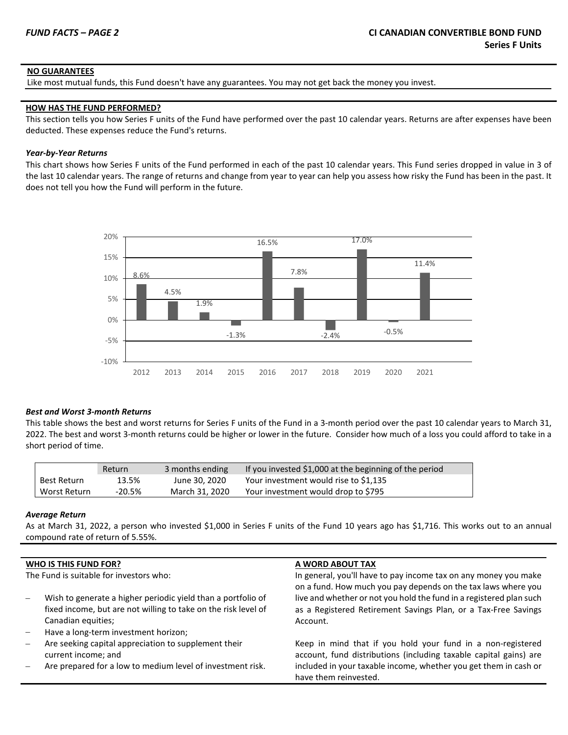## NO GUARANTEES

Like most mutual funds, this Fund doesn't have any guarantees. You may not get back the money you invest.

## HOW HAS THE FUND PERFORMED?

This section tells you how Series F units of the Fund have performed over the past 10 calendar years. Returns are after expenses have been deducted. These expenses reduce the Fund's returns.

### *Year-by-Year Returns*

This chart shows how Series F units of the Fund performed in each of the past 10 calendar years. This Fund series dropped in value in 3 of the last 10 calendar years. The range of returns and change from year to year can help you assess how risky the Fund has been in the past. It does not tell you how the Fund will perform in the future.

| Year | Return |
|---|---|
| 2012 | 8.6% |
| 2013 | 4.5% |
| 2014 | 1.9% |
| 2015 | -1.3% |
| 2016 | 16.5% |
| 2017 | 7.8% |
| 2018 | -2.4% |
| 2019 | 17.0% |
| 2020 | -0.5% |
| 2021 | 11.4% |

### *Best and Worst 3-month Returns*

This table shows the best and worst returns for Series F units of the Fund in a 3-month period over the past 10 calendar years to March 31, 2022. The best and worst 3-month returns could be higher or lower in the future. Consider how much of a loss you could afford to take in a short period of time.

| | Return | 3 months ending | If you invested $1,000 at the beginning of the period |
|---|---|---|---|
| Best Return | 13.5% | June 30, 2020 | Your investment would rise to $1,135 |
| Worst Return | -20.5% | March 31, 2020 | Your investment would drop to $795 |

### *Average Return*

As at March 31, 2022, a person who invested $1,000 in Series F units of the Fund 10 years ago has $1,716. This works out to an annual compound rate of return of 5.55%.

## WHO IS THIS FUND FOR?

The Fund is suitable for investors who:

- Wish to generate a higher periodic yield than a portfolio of fixed income, but are not willing to take on the risk level of Canadian equities;
- Have a long-term investment horizon;
- Are seeking capital appreciation to supplement their current income; and
- Are prepared for a low to medium level of investment risk.

## A WORD ABOUT TAX

In general, you'll have to pay income tax on any money you make on a fund. How much you pay depends on the tax laws where you live and whether or not you hold the fund in a registered plan such as a Registered Retirement Savings Plan, or a Tax-Free Savings Account.

Keep in mind that if you hold your fund in a non-registered account, fund distributions (including taxable capital gains) are included in your taxable income, whether you get them in cash or have them reinvested.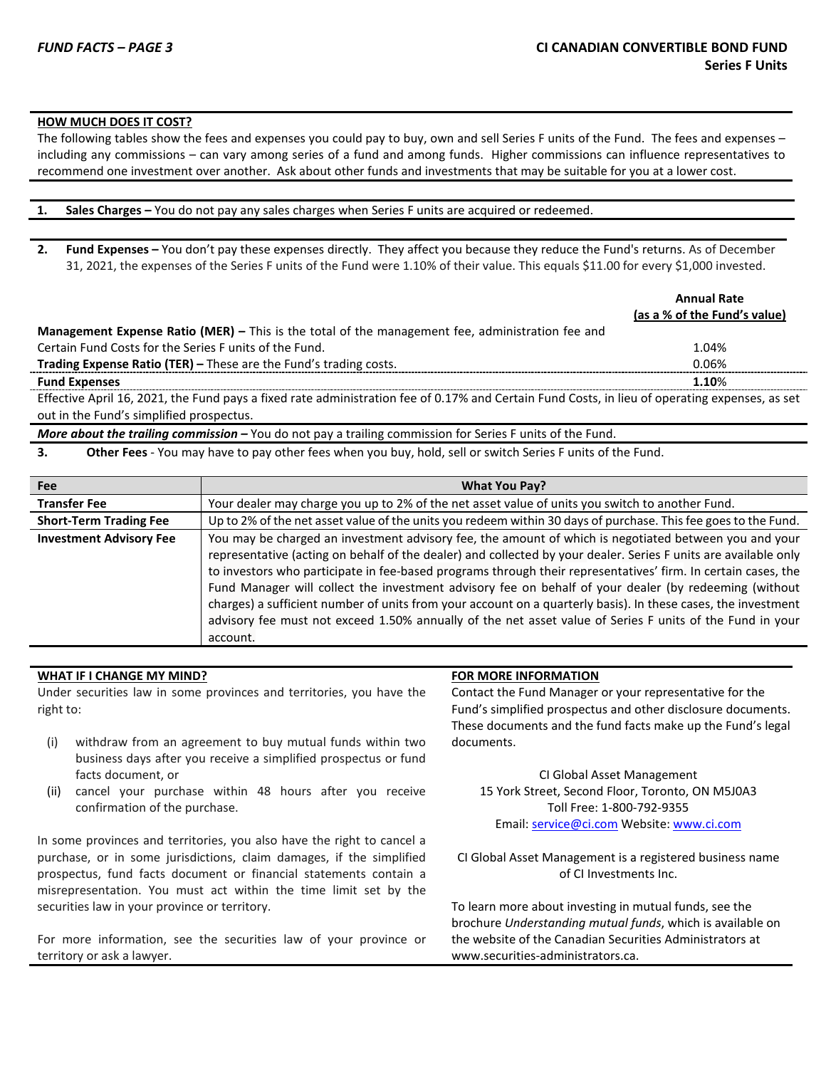## HOW MUCH DOES IT COST?

The following tables show the fees and expenses you could pay to buy, own and sell Series F units of the Fund. The fees and expenses – including any commissions – can vary among series of a fund and among funds. Higher commissions can influence representatives to recommend one investment over another. Ask about other funds and investments that may be suitable for you at a lower cost.

**1. Sales Charges –** You do not pay any sales charges when Series F units are acquired or redeemed.

**2. Fund Expenses –** You don't pay these expenses directly. They affect you because they reduce the Fund's returns. As of December 31, 2021, the expenses of the Series F units of the Fund were 1.10% of their value. This equals $11.00 for every $1,000 invested.

| | Annual Rate (as a % of the Fund's value) |
|---|---|
| **Management Expense Ratio (MER) –** This is the total of the management fee, administration fee and Certain Fund Costs for the Series F units of the Fund. | 1.04% |
| **Trading Expense Ratio (TER) –** These are the Fund's trading costs. | 0.06% |
| **Fund Expenses** | **1.10%** |

Effective April 16, 2021, the Fund pays a fixed rate administration fee of 0.17% and Certain Fund Costs, in lieu of operating expenses, as set out in the Fund's simplified prospectus.

***More about the trailing commission* –** You do not pay a trailing commission for Series F units of the Fund.

**3. Other Fees** - You may have to pay other fees when you buy, hold, sell or switch Series F units of the Fund.

| Fee | What You Pay? |
|---|---|
| **Transfer Fee** | Your dealer may charge you up to 2% of the net asset value of units you switch to another Fund. |
| **Short-Term Trading Fee** | Up to 2% of the net asset value of the units you redeem within 30 days of purchase. This fee goes to the Fund. |
| **Investment Advisory Fee** | You may be charged an investment advisory fee, the amount of which is negotiated between you and your representative (acting on behalf of the dealer) and collected by your dealer. Series F units are available only to investors who participate in fee-based programs through their representatives' firm. In certain cases, the Fund Manager will collect the investment advisory fee on behalf of your dealer (by redeeming (without charges) a sufficient number of units from your account on a quarterly basis). In these cases, the investment advisory fee must not exceed 1.50% annually of the net asset value of Series F units of the Fund in your account. |

## WHAT IF I CHANGE MY MIND?

Under securities law in some provinces and territories, you have the right to:

(i) withdraw from an agreement to buy mutual funds within two business days after you receive a simplified prospectus or fund facts document, or

(ii) cancel your purchase within 48 hours after you receive confirmation of the purchase.

In some provinces and territories, you also have the right to cancel a purchase, or in some jurisdictions, claim damages, if the simplified prospectus, fund facts document or financial statements contain a misrepresentation. You must act within the time limit set by the securities law in your province or territory.

For more information, see the securities law of your province or territory or ask a lawyer.

## FOR MORE INFORMATION

Contact the Fund Manager or your representative for the Fund's simplified prospectus and other disclosure documents. These documents and the fund facts make up the Fund's legal documents.

CI Global Asset Management
15 York Street, Second Floor, Toronto, ON M5J0A3
Toll Free: 1-800-792-9355
Email: service@ci.com Website: www.ci.com

CI Global Asset Management is a registered business name of CI Investments Inc.

To learn more about investing in mutual funds, see the brochure *Understanding mutual funds*, which is available on the website of the Canadian Securities Administrators at www.securities-administrators.ca.